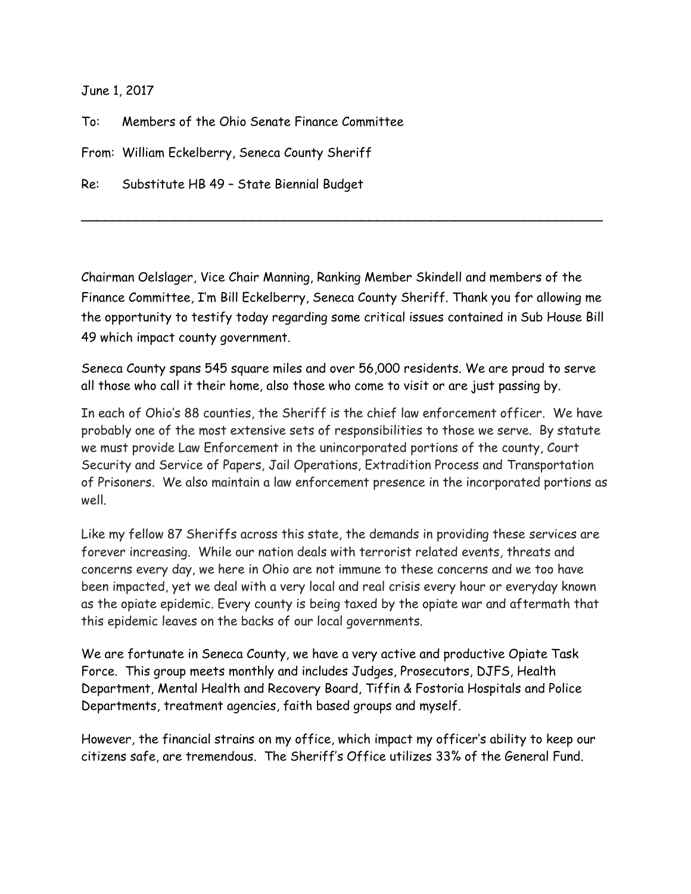June 1, 2017

To: Members of the Ohio Senate Finance Committee

From: William Eckelberry, Seneca County Sheriff

Re: Substitute HB 49 – State Biennial Budget

---

Chairman Oelslager, Vice Chair Manning, Ranking Member Skindell and members of the Finance Committee, I'm Bill Eckelberry, Seneca County Sheriff. Thank you for allowing me the opportunity to testify today regarding some critical issues contained in Sub House Bill 49 which impact county government.

Seneca County spans 545 square miles and over 56,000 residents. We are proud to serve all those who call it their home, also those who come to visit or are just passing by.

In each of Ohio's 88 counties, the Sheriff is the chief law enforcement officer. We have probably one of the most extensive sets of responsibilities to those we serve. By statute we must provide Law Enforcement in the unincorporated portions of the county, Court Security and Service of Papers, Jail Operations, Extradition Process and Transportation of Prisoners. We also maintain a law enforcement presence in the incorporated portions as well.

Like my fellow 87 Sheriffs across this state, the demands in providing these services are forever increasing. While our nation deals with terrorist related events, threats and concerns every day, we here in Ohio are not immune to these concerns and we too have been impacted, yet we deal with a very local and real crisis every hour or everyday known as the opiate epidemic. Every county is being taxed by the opiate war and aftermath that this epidemic leaves on the backs of our local governments.

We are fortunate in Seneca County, we have a very active and productive Opiate Task Force. This group meets monthly and includes Judges, Prosecutors, DJFS, Health Department, Mental Health and Recovery Board, Tiffin & Fostoria Hospitals and Police Departments, treatment agencies, faith based groups and myself.

However, the financial strains on my office, which impact my officer's ability to keep our citizens safe, are tremendous. The Sheriff's Office utilizes 33% of the General Fund.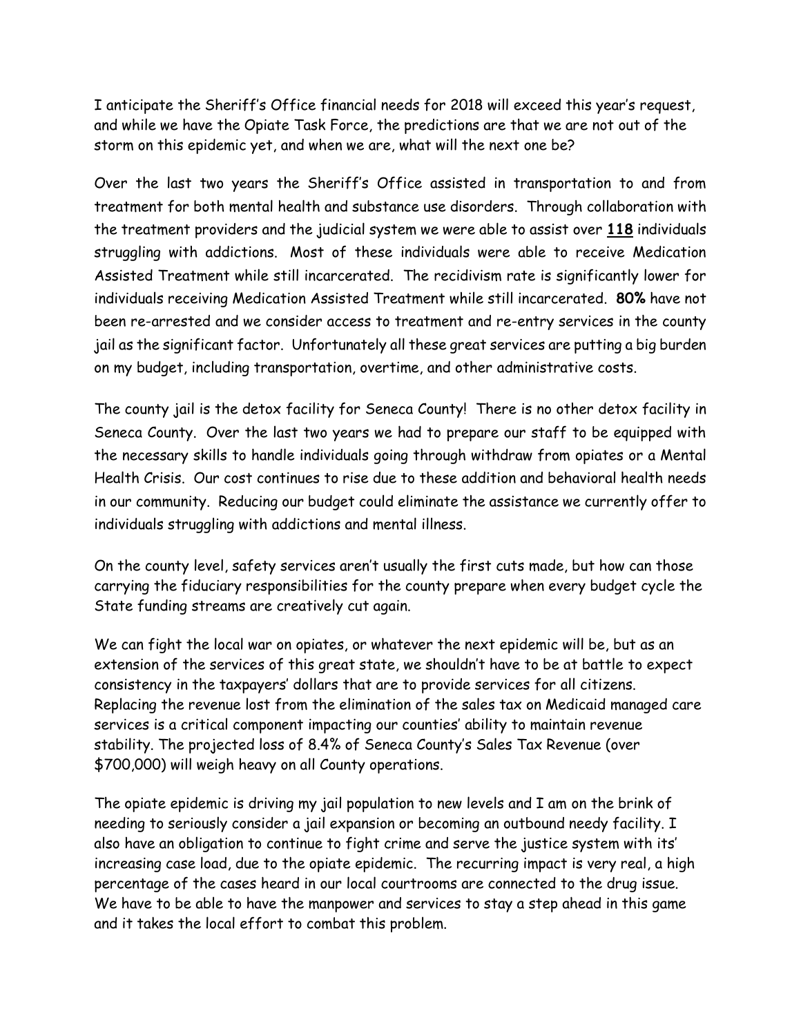I anticipate the Sheriff's Office financial needs for 2018 will exceed this year's request, and while we have the Opiate Task Force, the predictions are that we are not out of the storm on this epidemic yet, and when we are, what will the next one be?

Over the last two years the Sheriff's Office assisted in transportation to and from treatment for both mental health and substance use disorders. Through collaboration with the treatment providers and the judicial system we were able to assist over **118** individuals struggling with addictions. Most of these individuals were able to receive Medication Assisted Treatment while still incarcerated. The recidivism rate is significantly lower for individuals receiving Medication Assisted Treatment while still incarcerated. **80%** have not been re-arrested and we consider access to treatment and re-entry services in the county jail as the significant factor. Unfortunately all these great services are putting a big burden on my budget, including transportation, overtime, and other administrative costs.

The county jail is the detox facility for Seneca County! There is no other detox facility in Seneca County. Over the last two years we had to prepare our staff to be equipped with the necessary skills to handle individuals going through withdraw from opiates or a Mental Health Crisis. Our cost continues to rise due to these addition and behavioral health needs in our community. Reducing our budget could eliminate the assistance we currently offer to individuals struggling with addictions and mental illness.

On the county level, safety services aren't usually the first cuts made, but how can those carrying the fiduciary responsibilities for the county prepare when every budget cycle the State funding streams are creatively cut again.

We can fight the local war on opiates, or whatever the next epidemic will be, but as an extension of the services of this great state, we shouldn't have to be at battle to expect consistency in the taxpayers' dollars that are to provide services for all citizens. Replacing the revenue lost from the elimination of the sales tax on Medicaid managed care services is a critical component impacting our counties' ability to maintain revenue stability. The projected loss of 8.4% of Seneca County's Sales Tax Revenue (over $700,000) will weigh heavy on all County operations.

The opiate epidemic is driving my jail population to new levels and I am on the brink of needing to seriously consider a jail expansion or becoming an outbound needy facility. I also have an obligation to continue to fight crime and serve the justice system with its' increasing case load, due to the opiate epidemic. The recurring impact is very real, a high percentage of the cases heard in our local courtrooms are connected to the drug issue. We have to be able to have the manpower and services to stay a step ahead in this game and it takes the local effort to combat this problem.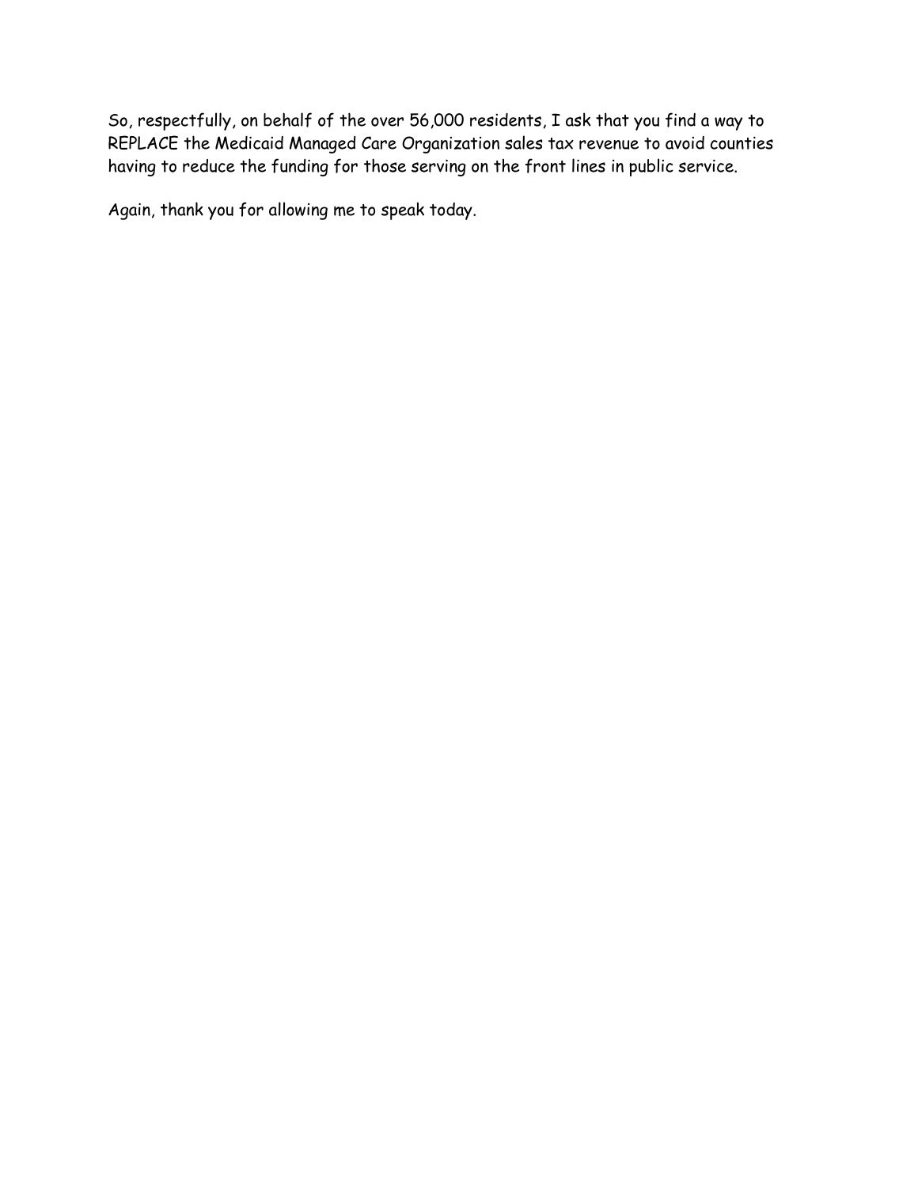So, respectfully, on behalf of the over 56,000 residents, I ask that you find a way to REPLACE the Medicaid Managed Care Organization sales tax revenue to avoid counties having to reduce the funding for those serving on the front lines in public service.

Again, thank you for allowing me to speak today.